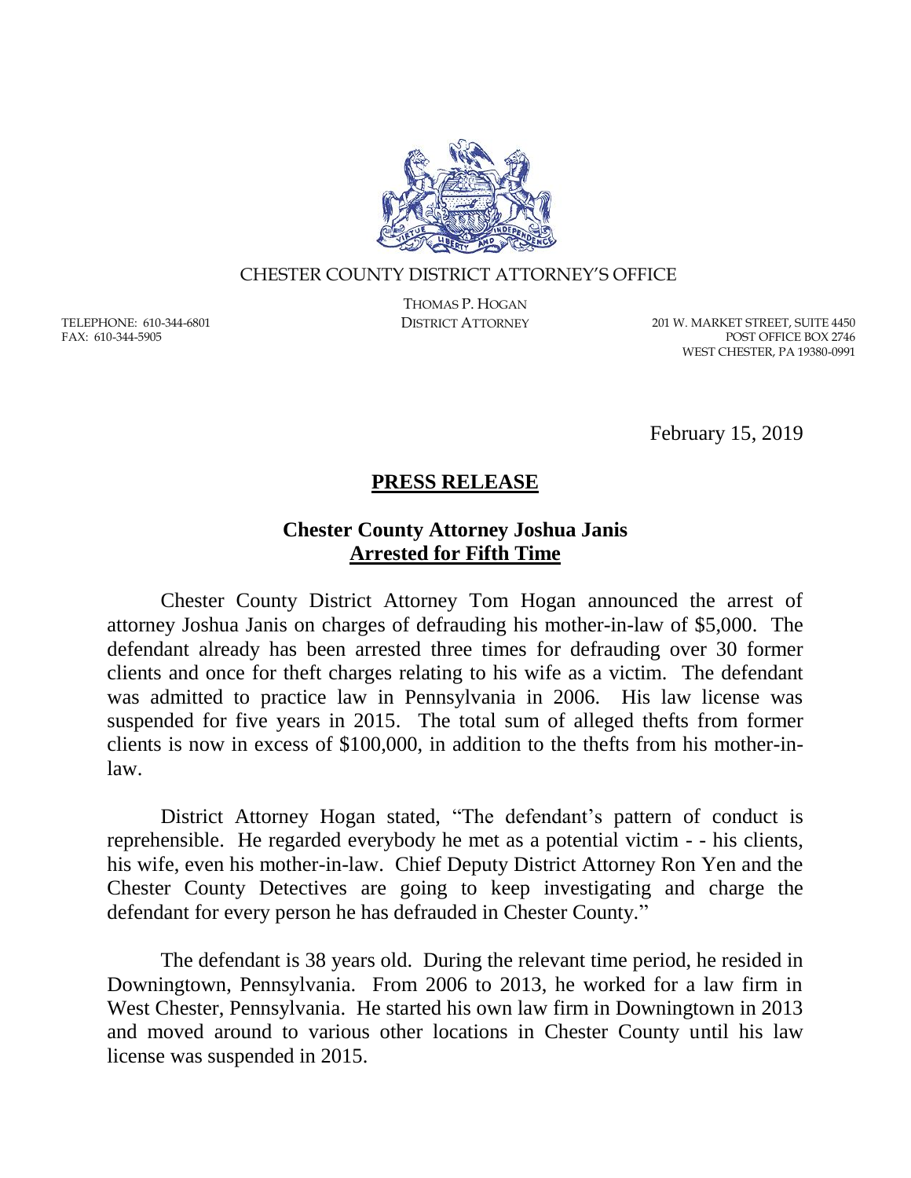CHESTER COUNTY DISTRICT ATTORNEY'S OFFICE

THOMAS P. HOGAN
DISTRICT ATTORNEY

TELEPHONE: 610-344-6801
FAX: 610-344-5905

201 W. MARKET STREET, SUITE 4450
POST OFFICE BOX 2746
WEST CHESTER, PA 19380-0991

February 15, 2019

## PRESS RELEASE

### Chester County Attorney Joshua Janis Arrested for Fifth Time

Chester County District Attorney Tom Hogan announced the arrest of attorney Joshua Janis on charges of defrauding his mother-in-law of $5,000. The defendant already has been arrested three times for defrauding over 30 former clients and once for theft charges relating to his wife as a victim. The defendant was admitted to practice law in Pennsylvania in 2006. His law license was suspended for five years in 2015. The total sum of alleged thefts from former clients is now in excess of $100,000, in addition to the thefts from his mother-in-law.

District Attorney Hogan stated, "The defendant's pattern of conduct is reprehensible. He regarded everybody he met as a potential victim - - his clients, his wife, even his mother-in-law. Chief Deputy District Attorney Ron Yen and the Chester County Detectives are going to keep investigating and charge the defendant for every person he has defrauded in Chester County."

The defendant is 38 years old. During the relevant time period, he resided in Downingtown, Pennsylvania. From 2006 to 2013, he worked for a law firm in West Chester, Pennsylvania. He started his own law firm in Downingtown in 2013 and moved around to various other locations in Chester County until his law license was suspended in 2015.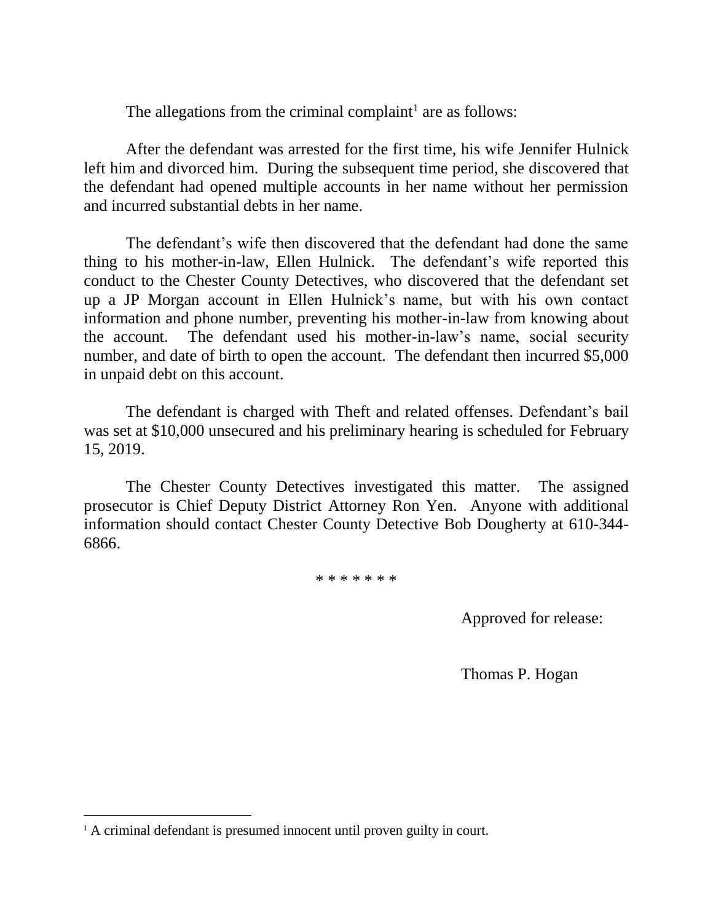The allegations from the criminal complaint[1] are as follows:

After the defendant was arrested for the first time, his wife Jennifer Hulnick left him and divorced him. During the subsequent time period, she discovered that the defendant had opened multiple accounts in her name without her permission and incurred substantial debts in her name.

The defendant's wife then discovered that the defendant had done the same thing to his mother-in-law, Ellen Hulnick. The defendant's wife reported this conduct to the Chester County Detectives, who discovered that the defendant set up a JP Morgan account in Ellen Hulnick's name, but with his own contact information and phone number, preventing his mother-in-law from knowing about the account. The defendant used his mother-in-law's name, social security number, and date of birth to open the account. The defendant then incurred $5,000 in unpaid debt on this account.

The defendant is charged with Theft and related offenses. Defendant's bail was set at $10,000 unsecured and his preliminary hearing is scheduled for February 15, 2019.

The Chester County Detectives investigated this matter. The assigned prosecutor is Chief Deputy District Attorney Ron Yen. Anyone with additional information should contact Chester County Detective Bob Dougherty at 610-344-6866.

\* \* \* \* \* \* \*

Approved for release:

Thomas P. Hogan

[1] A criminal defendant is presumed innocent until proven guilty in court.